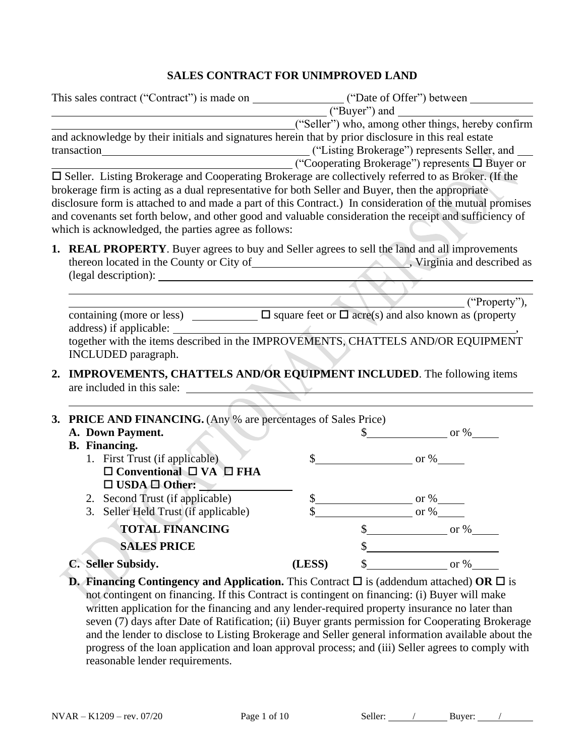# SALES CONTRACT FOR UNIMPROVED LAND

This sales contract ("Contract") is made on \_\_\_\_\_\_\_\_\_\_\_\_\_\_\_\_ ("Date of Offer") between \_\_\_\_\_\_\_\_\_\_\_\_\_\_\_\_\_\_\_\_\_\_\_\_\_\_\_\_\_\_\_\_\_\_\_\_\_\_\_\_\_\_\_\_\_\_\_\_\_\_\_\_ ("Buyer") and \_\_\_\_\_\_\_\_\_\_\_\_\_\_\_\_\_\_\_\_\_\_\_\_\_\_\_\_\_\_\_\_\_\_\_\_\_\_\_\_\_\_\_\_\_\_\_\_\_\_\_\_\_\_\_\_\_\_\_\_\_\_\_\_\_\_("Seller") who, among other things, hereby confirm and acknowledge by their initials and signatures herein that by prior disclosure in this real estate transaction\_\_\_\_\_\_\_\_\_\_\_\_\_\_\_\_\_\_\_\_\_\_\_\_\_\_\_\_\_\_\_\_\_\_\_\_ ("Listing Brokerage") represents Seller, and \_\_\_\_\_\_\_\_\_\_\_\_\_\_\_\_\_\_\_\_\_\_\_\_\_\_\_\_\_\_\_\_\_\_\_\_\_\_\_\_\_\_ ("Cooperating Brokerage") represents ☐ Buyer or ☐ Seller. Listing Brokerage and Cooperating Brokerage are collectively referred to as Broker. (If the brokerage firm is acting as a dual representative for both Seller and Buyer, then the appropriate disclosure form is attached to and made a part of this Contract.) In consideration of the mutual promises and covenants set forth below, and other good and valuable consideration the receipt and sufficiency of which is acknowledged, the parties agree as follows:

1. **REAL PROPERTY**. Buyer agrees to buy and Seller agrees to sell the land and all improvements thereon located in the County or City of\_\_\_\_\_\_\_\_\_\_\_\_\_\_\_\_\_\_\_\_\_\_\_\_\_\_\_\_, Virginia and described as (legal description): \_\_\_\_\_\_\_\_\_\_\_\_\_\_\_\_\_\_\_\_\_\_\_\_\_\_\_\_\_\_\_\_\_\_\_\_\_\_\_\_\_\_\_\_\_\_\_\_\_\_\_\_\_\_\_\_\_\_\_\_\_\_\_\_\_\_\_\_\_\_\_\_\_\_\_\_\_\_\_\_\_\_\_\_\_\_\_\_\_\_\_\_\_\_\_\_\_\_\_\_\_\_\_\_\_\_\_\_\_\_\_\_\_\_\_\_\_\_\_\_\_\_\_\_\_\_\_\_\_\_\_\_\_\_\_\_\_\_\_\_\_\_\_\_\_\_\_\_\_\_\_\_\_\_\_\_\_\_\_\_\_\_\_\_\_ ("Property"), containing (more or less) \_\_\_\_\_\_\_\_\_\_\_\_ ☐ square feet or ☐ acre(s) and also known as (property address) if applicable: \_\_\_\_\_\_\_\_\_\_\_\_\_\_\_\_\_\_\_\_\_\_\_\_\_\_\_\_\_\_\_\_\_\_\_\_\_\_\_\_\_\_\_\_\_\_\_\_\_\_\_\_\_\_\_\_\_\_\_\_\_\_\_\_\_, together with the items described in the IMPROVEMENTS, CHATTELS AND/OR EQUIPMENT INCLUDED paragraph.

2. **IMPROVEMENTS, CHATTELS AND/OR EQUIPMENT INCLUDED**. The following items are included in this sale: \_\_\_\_\_\_\_\_\_\_\_\_\_\_\_\_\_\_\_\_\_\_\_\_\_\_\_\_\_\_\_\_\_\_\_\_\_\_\_\_\_\_\_\_\_\_\_\_\_\_\_\_\_\_\_\_\_\_\_\_\_\_\_\_\_\_\_\_\_\_\_\_\_\_\_\_\_\_\_\_\_\_\_\_\_\_\_\_\_\_\_\_\_\_\_\_\_\_\_\_\_\_\_\_\_\_\_\_\_\_\_\_\_\_\_\_\_\_\_\_\_\_\_\_\_\_\_\_\_\_\_\_\_\_\_\_\_\_\_\_\_\_\_\_\_\_\_\_\_\_\_

3. **PRICE AND FINANCING.** (Any % are percentages of Sales Price)

| | | | |
|---|---|---|---|
| **A. Down Payment.** | | | $\_\_\_\_\_\_\_\_\_\_\_\_\_\_ or %\_\_\_\_\_ |
| **B. Financing.** | | | |
| 1. First Trust (if applicable) ☐ **Conventional** ☐ **VA** ☐ **FHA** ☐ **USDA** ☐ **Other:** \_\_\_\_\_\_\_\_\_\_\_\_\_\_\_\_ | | $\_\_\_\_\_\_\_\_\_\_\_\_\_\_\_\_\_ or %\_\_\_\_\_ | |
| 2. Second Trust (if applicable) | | $\_\_\_\_\_\_\_\_\_\_\_\_\_\_\_\_\_ or %\_\_\_\_\_ | |
| 3. Seller Held Trust (if applicable) | | $\_\_\_\_\_\_\_\_\_\_\_\_\_\_\_\_\_ or %\_\_\_\_\_ | |
| **TOTAL FINANCING** | | | $\_\_\_\_\_\_\_\_\_\_\_\_\_\_ or %\_\_\_\_\_ |
| **SALES PRICE** | | | $\_\_\_\_\_\_\_\_\_\_\_\_\_\_\_\_\_\_\_\_\_\_\_ |
| **C. Seller Subsidy.** | **(LESS)** | | $\_\_\_\_\_\_\_\_\_\_\_\_\_\_ or %\_\_\_\_\_ |

**D. Financing Contingency and Application.** This Contract ☐ is (addendum attached) **OR** ☐ is not contingent on financing. If this Contract is contingent on financing: (i) Buyer will make written application for the financing and any lender-required property insurance no later than seven (7) days after Date of Ratification; (ii) Buyer grants permission for Cooperating Brokerage and the lender to disclose to Listing Brokerage and Seller general information available about the progress of the loan application and loan approval process; and (iii) Seller agrees to comply with reasonable lender requirements.

NVAR – K1209 – rev. 07/20 Seller: \_\_\_\_/\_\_\_\_ Buyer: \_\_\_\_/\_\_\_\_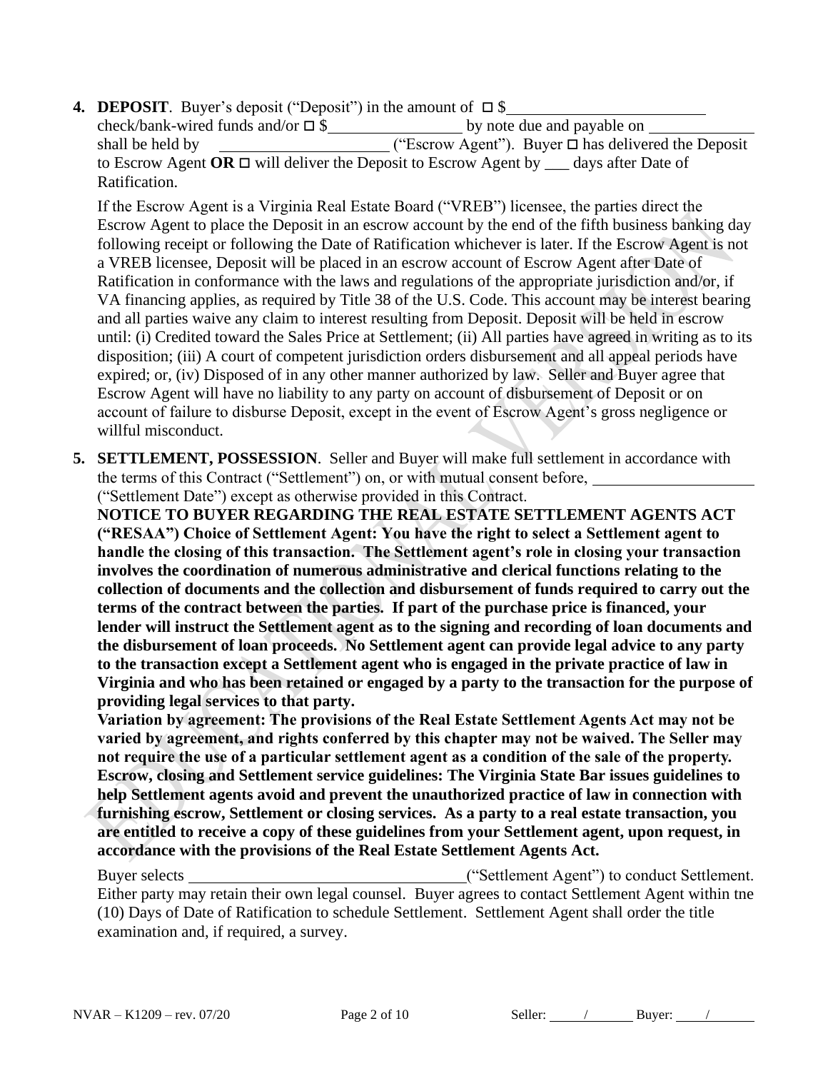**4. DEPOSIT**. Buyer's deposit ("Deposit") in the amount of ☐ $\_\_\_\_\_\_\_\_\_\_\_\_\_\_\_\_\_\_\_\_\_\_\_\_\_ check/bank-wired funds and/or ☐ $\_\_\_\_\_\_\_\_\_\_\_\_\_\_\_\_\_ by note due and payable on \_\_\_\_\_\_\_\_\_\_\_\_\_ shall be held by \_\_\_\_\_\_\_\_\_\_\_\_\_\_\_\_\_\_\_\_\_ ("Escrow Agent"). Buyer ☐ has delivered the Deposit to Escrow Agent **OR** ☐ will deliver the Deposit to Escrow Agent by \_\_\_ days after Date of Ratification.

If the Escrow Agent is a Virginia Real Estate Board ("VREB") licensee, the parties direct the Escrow Agent to place the Deposit in an escrow account by the end of the fifth business banking day following receipt or following the Date of Ratification whichever is later. If the Escrow Agent is not a VREB licensee, Deposit will be placed in an escrow account of Escrow Agent after Date of Ratification in conformance with the laws and regulations of the appropriate jurisdiction and/or, if VA financing applies, as required by Title 38 of the U.S. Code. This account may be interest bearing and all parties waive any claim to interest resulting from Deposit. Deposit will be held in escrow until: (i) Credited toward the Sales Price at Settlement; (ii) All parties have agreed in writing as to its disposition; (iii) A court of competent jurisdiction orders disbursement and all appeal periods have expired; or, (iv) Disposed of in any other manner authorized by law. Seller and Buyer agree that Escrow Agent will have no liability to any party on account of disbursement of Deposit or on account of failure to disburse Deposit, except in the event of Escrow Agent's gross negligence or willful misconduct.

**5. SETTLEMENT, POSSESSION**. Seller and Buyer will make full settlement in accordance with the terms of this Contract ("Settlement") on, or with mutual consent before, \_\_\_\_\_\_\_\_\_\_\_\_\_\_\_\_\_\_\_\_\_ ("Settlement Date") except as otherwise provided in this Contract.

**NOTICE TO BUYER REGARDING THE REAL ESTATE SETTLEMENT AGENTS ACT ("RESAA") Choice of Settlement Agent: You have the right to select a Settlement agent to handle the closing of this transaction. The Settlement agent's role in closing your transaction involves the coordination of numerous administrative and clerical functions relating to the collection of documents and the collection and disbursement of funds required to carry out the terms of the contract between the parties. If part of the purchase price is financed, your lender will instruct the Settlement agent as to the signing and recording of loan documents and the disbursement of loan proceeds. No Settlement agent can provide legal advice to any party to the transaction except a Settlement agent who is engaged in the private practice of law in Virginia and who has been retained or engaged by a party to the transaction for the purpose of providing legal services to that party.**

**Variation by agreement: The provisions of the Real Estate Settlement Agents Act may not be varied by agreement, and rights conferred by this chapter may not be waived. The Seller may not require the use of a particular settlement agent as a condition of the sale of the property. Escrow, closing and Settlement service guidelines: The Virginia State Bar issues guidelines to help Settlement agents avoid and prevent the unauthorized practice of law in connection with furnishing escrow, Settlement or closing services. As a party to a real estate transaction, you are entitled to receive a copy of these guidelines from your Settlement agent, upon request, in accordance with the provisions of the Real Estate Settlement Agents Act.**

Buyer selects \_\_\_\_\_\_\_\_\_\_\_\_\_\_\_\_\_\_\_\_\_\_\_\_\_\_\_\_\_\_\_\_\_\_\_ ("Settlement Agent") to conduct Settlement. Either party may retain their own legal counsel. Buyer agrees to contact Settlement Agent within tne (10) Days of Date of Ratification to schedule Settlement. Settlement Agent shall order the title examination and, if required, a survey.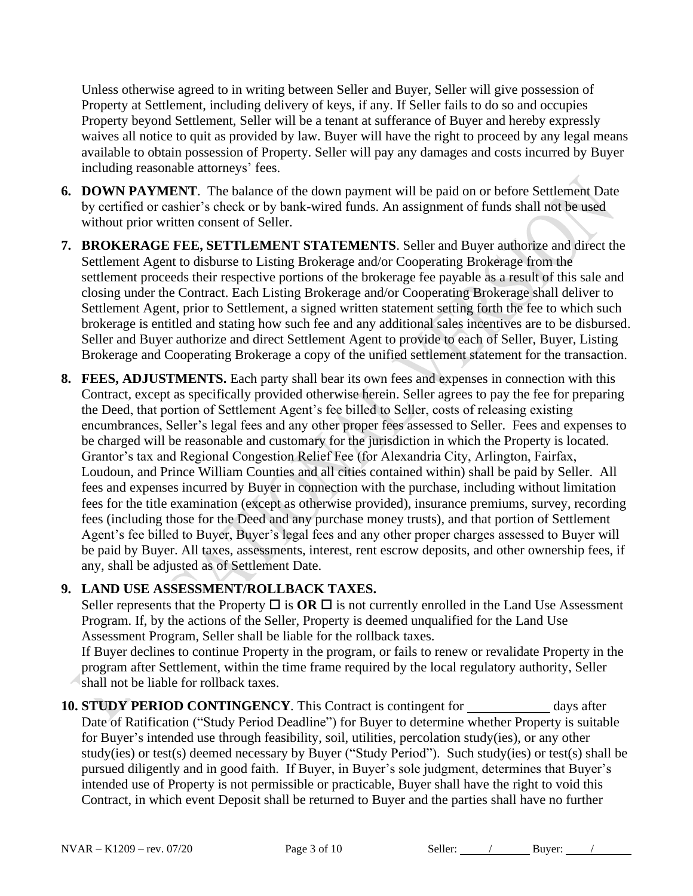Unless otherwise agreed to in writing between Seller and Buyer, Seller will give possession of Property at Settlement, including delivery of keys, if any. If Seller fails to do so and occupies Property beyond Settlement, Seller will be a tenant at sufferance of Buyer and hereby expressly waives all notice to quit as provided by law. Buyer will have the right to proceed by any legal means available to obtain possession of Property. Seller will pay any damages and costs incurred by Buyer including reasonable attorneys' fees.

6. **DOWN PAYMENT**. The balance of the down payment will be paid on or before Settlement Date by certified or cashier's check or by bank-wired funds. An assignment of funds shall not be used without prior written consent of Seller.

7. **BROKERAGE FEE, SETTLEMENT STATEMENTS**. Seller and Buyer authorize and direct the Settlement Agent to disburse to Listing Brokerage and/or Cooperating Brokerage from the settlement proceeds their respective portions of the brokerage fee payable as a result of this sale and closing under the Contract. Each Listing Brokerage and/or Cooperating Brokerage shall deliver to Settlement Agent, prior to Settlement, a signed written statement setting forth the fee to which such brokerage is entitled and stating how such fee and any additional sales incentives are to be disbursed. Seller and Buyer authorize and direct Settlement Agent to provide to each of Seller, Buyer, Listing Brokerage and Cooperating Brokerage a copy of the unified settlement statement for the transaction.

8. **FEES, ADJUSTMENTS.** Each party shall bear its own fees and expenses in connection with this Contract, except as specifically provided otherwise herein. Seller agrees to pay the fee for preparing the Deed, that portion of Settlement Agent's fee billed to Seller, costs of releasing existing encumbrances, Seller's legal fees and any other proper fees assessed to Seller. Fees and expenses to be charged will be reasonable and customary for the jurisdiction in which the Property is located. Grantor's tax and Regional Congestion Relief Fee (for Alexandria City, Arlington, Fairfax, Loudoun, and Prince William Counties and all cities contained within) shall be paid by Seller. All fees and expenses incurred by Buyer in connection with the purchase, including without limitation fees for the title examination (except as otherwise provided), insurance premiums, survey, recording fees (including those for the Deed and any purchase money trusts), and that portion of Settlement Agent's fee billed to Buyer, Buyer's legal fees and any other proper charges assessed to Buyer will be paid by Buyer. All taxes, assessments, interest, rent escrow deposits, and other ownership fees, if any, shall be adjusted as of Settlement Date.

9. **LAND USE ASSESSMENT/ROLLBACK TAXES.**
   Seller represents that the Property ☐ is **OR** ☐ is not currently enrolled in the Land Use Assessment Program. If, by the actions of the Seller, Property is deemed unqualified for the Land Use Assessment Program, Seller shall be liable for the rollback taxes.
   If Buyer declines to continue Property in the program, or fails to renew or revalidate Property in the program after Settlement, within the time frame required by the local regulatory authority, Seller shall not be liable for rollback taxes.

10. **STUDY PERIOD CONTINGENCY**. This Contract is contingent for \_\_\_\_\_\_\_\_\_\_\_\_ days after Date of Ratification ("Study Period Deadline") for Buyer to determine whether Property is suitable for Buyer's intended use through feasibility, soil, utilities, percolation study(ies), or any other study(ies) or test(s) deemed necessary by Buyer ("Study Period"). Such study(ies) or test(s) shall be pursued diligently and in good faith. If Buyer, in Buyer's sole judgment, determines that Buyer's intended use of Property is not permissible or practicable, Buyer shall have the right to void this Contract, in which event Deposit shall be returned to Buyer and the parties shall have no further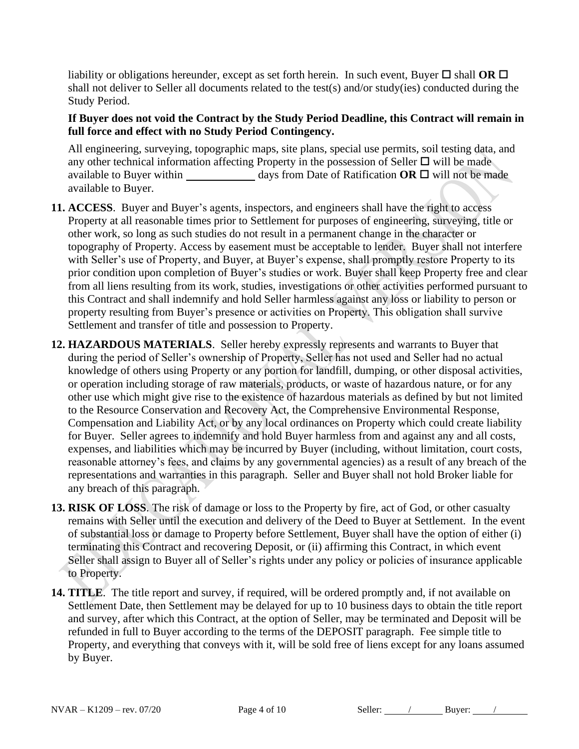liability or obligations hereunder, except as set forth herein. In such event, Buyer ☐ shall **OR** ☐ shall not deliver to Seller all documents related to the test(s) and/or study(ies) conducted during the Study Period.

**If Buyer does not void the Contract by the Study Period Deadline, this Contract will remain in full force and effect with no Study Period Contingency.**

All engineering, surveying, topographic maps, site plans, special use permits, soil testing data, and any other technical information affecting Property in the possession of Seller ☐ will be made available to Buyer within ____________ days from Date of Ratification **OR** ☐ will not be made available to Buyer.

**11. ACCESS**. Buyer and Buyer's agents, inspectors, and engineers shall have the right to access Property at all reasonable times prior to Settlement for purposes of engineering, surveying, title or other work, so long as such studies do not result in a permanent change in the character or topography of Property. Access by easement must be acceptable to lender. Buyer shall not interfere with Seller's use of Property, and Buyer, at Buyer's expense, shall promptly restore Property to its prior condition upon completion of Buyer's studies or work. Buyer shall keep Property free and clear from all liens resulting from its work, studies, investigations or other activities performed pursuant to this Contract and shall indemnify and hold Seller harmless against any loss or liability to person or property resulting from Buyer's presence or activities on Property. This obligation shall survive Settlement and transfer of title and possession to Property.

**12. HAZARDOUS MATERIALS**. Seller hereby expressly represents and warrants to Buyer that during the period of Seller's ownership of Property, Seller has not used and Seller had no actual knowledge of others using Property or any portion for landfill, dumping, or other disposal activities, or operation including storage of raw materials, products, or waste of hazardous nature, or for any other use which might give rise to the existence of hazardous materials as defined by but not limited to the Resource Conservation and Recovery Act, the Comprehensive Environmental Response, Compensation and Liability Act, or by any local ordinances on Property which could create liability for Buyer. Seller agrees to indemnify and hold Buyer harmless from and against any and all costs, expenses, and liabilities which may be incurred by Buyer (including, without limitation, court costs, reasonable attorney's fees, and claims by any governmental agencies) as a result of any breach of the representations and warranties in this paragraph. Seller and Buyer shall not hold Broker liable for any breach of this paragraph.

**13. RISK OF LOSS**. The risk of damage or loss to the Property by fire, act of God, or other casualty remains with Seller until the execution and delivery of the Deed to Buyer at Settlement. In the event of substantial loss or damage to Property before Settlement, Buyer shall have the option of either (i) terminating this Contract and recovering Deposit, or (ii) affirming this Contract, in which event Seller shall assign to Buyer all of Seller's rights under any policy or policies of insurance applicable to Property.

**14. TITLE**. The title report and survey, if required, will be ordered promptly and, if not available on Settlement Date, then Settlement may be delayed for up to 10 business days to obtain the title report and survey, after which this Contract, at the option of Seller, may be terminated and Deposit will be refunded in full to Buyer according to the terms of the DEPOSIT paragraph. Fee simple title to Property, and everything that conveys with it, will be sold free of liens except for any loans assumed by Buyer.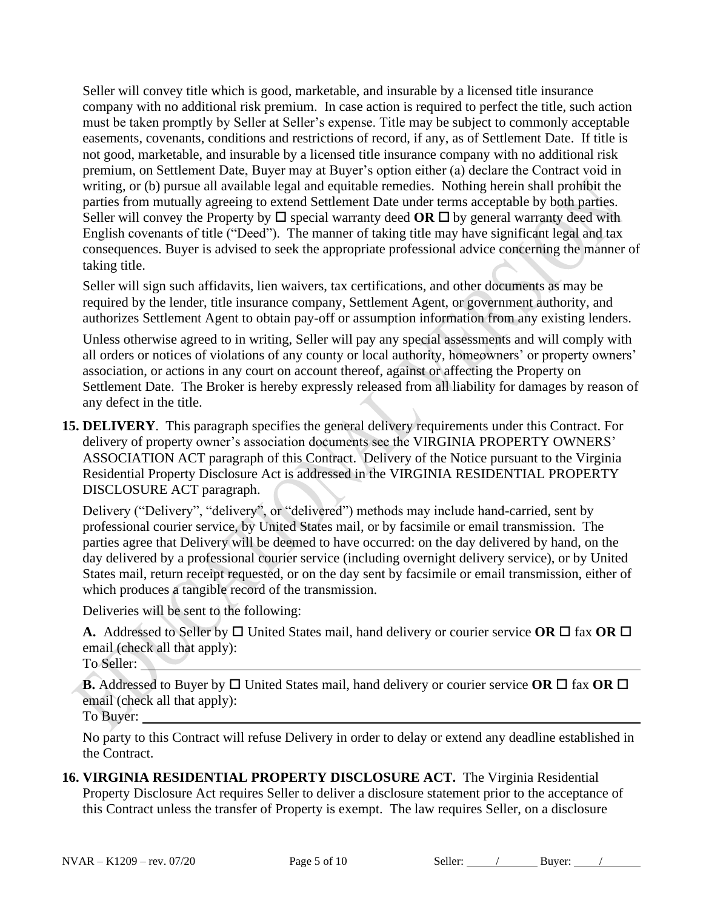Seller will convey title which is good, marketable, and insurable by a licensed title insurance company with no additional risk premium. In case action is required to perfect the title, such action must be taken promptly by Seller at Seller's expense. Title may be subject to commonly acceptable easements, covenants, conditions and restrictions of record, if any, as of Settlement Date. If title is not good, marketable, and insurable by a licensed title insurance company with no additional risk premium, on Settlement Date, Buyer may at Buyer's option either (a) declare the Contract void in writing, or (b) pursue all available legal and equitable remedies. Nothing herein shall prohibit the parties from mutually agreeing to extend Settlement Date under terms acceptable by both parties. Seller will convey the Property by ☐ special warranty deed **OR** ☐ by general warranty deed with English covenants of title ("Deed"). The manner of taking title may have significant legal and tax consequences. Buyer is advised to seek the appropriate professional advice concerning the manner of taking title.

Seller will sign such affidavits, lien waivers, tax certifications, and other documents as may be required by the lender, title insurance company, Settlement Agent, or government authority, and authorizes Settlement Agent to obtain pay-off or assumption information from any existing lenders.

Unless otherwise agreed to in writing, Seller will pay any special assessments and will comply with all orders or notices of violations of any county or local authority, homeowners' or property owners' association, or actions in any court on account thereof, against or affecting the Property on Settlement Date. The Broker is hereby expressly released from all liability for damages by reason of any defect in the title.

**15. DELIVERY**. This paragraph specifies the general delivery requirements under this Contract. For delivery of property owner's association documents see the VIRGINIA PROPERTY OWNERS' ASSOCIATION ACT paragraph of this Contract. Delivery of the Notice pursuant to the Virginia Residential Property Disclosure Act is addressed in the VIRGINIA RESIDENTIAL PROPERTY DISCLOSURE ACT paragraph.

Delivery ("Delivery", "delivery", or "delivered") methods may include hand-carried, sent by professional courier service, by United States mail, or by facsimile or email transmission. The parties agree that Delivery will be deemed to have occurred: on the day delivered by hand, on the day delivered by a professional courier service (including overnight delivery service), or by United States mail, return receipt requested, or on the day sent by facsimile or email transmission, either of which produces a tangible record of the transmission.

Deliveries will be sent to the following:

**A.** Addressed to Seller by ☐ United States mail, hand delivery or courier service **OR** ☐ fax **OR** ☐ email (check all that apply):
To Seller: ______________________________________________________________

**B.** Addressed to Buyer by ☐ United States mail, hand delivery or courier service **OR** ☐ fax **OR** ☐ email (check all that apply):
To Buyer: ______________________________________________________________

No party to this Contract will refuse Delivery in order to delay or extend any deadline established in the Contract.

**16. VIRGINIA RESIDENTIAL PROPERTY DISCLOSURE ACT.** The Virginia Residential Property Disclosure Act requires Seller to deliver a disclosure statement prior to the acceptance of this Contract unless the transfer of Property is exempt. The law requires Seller, on a disclosure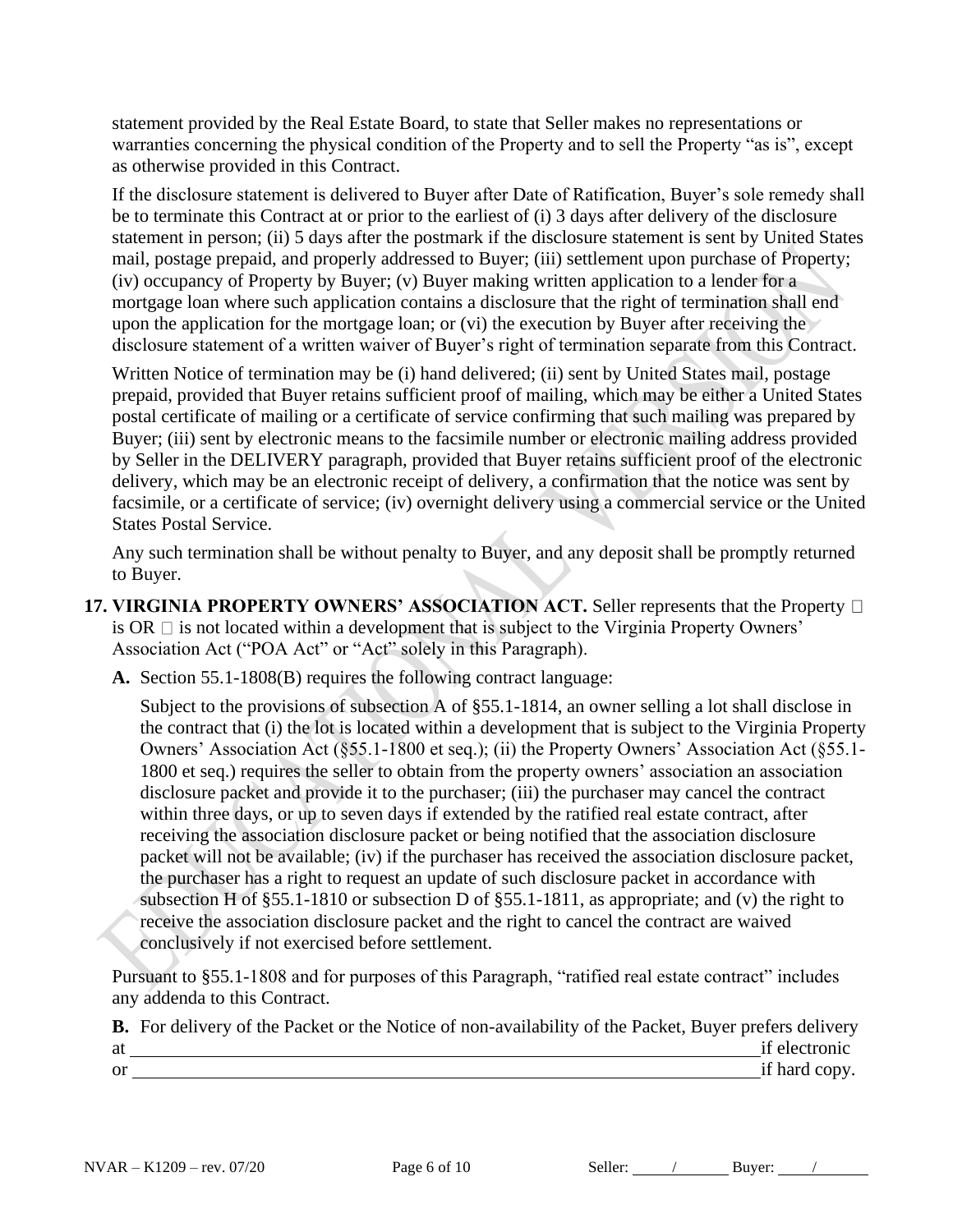statement provided by the Real Estate Board, to state that Seller makes no representations or warranties concerning the physical condition of the Property and to sell the Property "as is", except as otherwise provided in this Contract.

If the disclosure statement is delivered to Buyer after Date of Ratification, Buyer's sole remedy shall be to terminate this Contract at or prior to the earliest of (i) 3 days after delivery of the disclosure statement in person; (ii) 5 days after the postmark if the disclosure statement is sent by United States mail, postage prepaid, and properly addressed to Buyer; (iii) settlement upon purchase of Property; (iv) occupancy of Property by Buyer; (v) Buyer making written application to a lender for a mortgage loan where such application contains a disclosure that the right of termination shall end upon the application for the mortgage loan; or (vi) the execution by Buyer after receiving the disclosure statement of a written waiver of Buyer's right of termination separate from this Contract.

Written Notice of termination may be (i) hand delivered; (ii) sent by United States mail, postage prepaid, provided that Buyer retains sufficient proof of mailing, which may be either a United States postal certificate of mailing or a certificate of service confirming that such mailing was prepared by Buyer; (iii) sent by electronic means to the facsimile number or electronic mailing address provided by Seller in the DELIVERY paragraph, provided that Buyer retains sufficient proof of the electronic delivery, which may be an electronic receipt of delivery, a confirmation that the notice was sent by facsimile, or a certificate of service; (iv) overnight delivery using a commercial service or the United States Postal Service.

Any such termination shall be without penalty to Buyer, and any deposit shall be promptly returned to Buyer.

**17. VIRGINIA PROPERTY OWNERS' ASSOCIATION ACT.** Seller represents that the Property ☐ is OR ☐ is not located within a development that is subject to the Virginia Property Owners' Association Act ("POA Act" or "Act" solely in this Paragraph).

**A.** Section 55.1-1808(B) requires the following contract language:

Subject to the provisions of subsection A of §55.1-1814, an owner selling a lot shall disclose in the contract that (i) the lot is located within a development that is subject to the Virginia Property Owners' Association Act (§55.1-1800 et seq.); (ii) the Property Owners' Association Act (§55.1-1800 et seq.) requires the seller to obtain from the property owners' association an association disclosure packet and provide it to the purchaser; (iii) the purchaser may cancel the contract within three days, or up to seven days if extended by the ratified real estate contract, after receiving the association disclosure packet or being notified that the association disclosure packet will not be available; (iv) if the purchaser has received the association disclosure packet, the purchaser has a right to request an update of such disclosure packet in accordance with subsection H of §55.1-1810 or subsection D of §55.1-1811, as appropriate; and (v) the right to receive the association disclosure packet and the right to cancel the contract are waived conclusively if not exercised before settlement.

Pursuant to §55.1-1808 and for purposes of this Paragraph, "ratified real estate contract" includes any addenda to this Contract.

**B.** For delivery of the Packet or the Notice of non-availability of the Packet, Buyer prefers delivery at ______________________________________________ if electronic or ______________________________________________ if hard copy.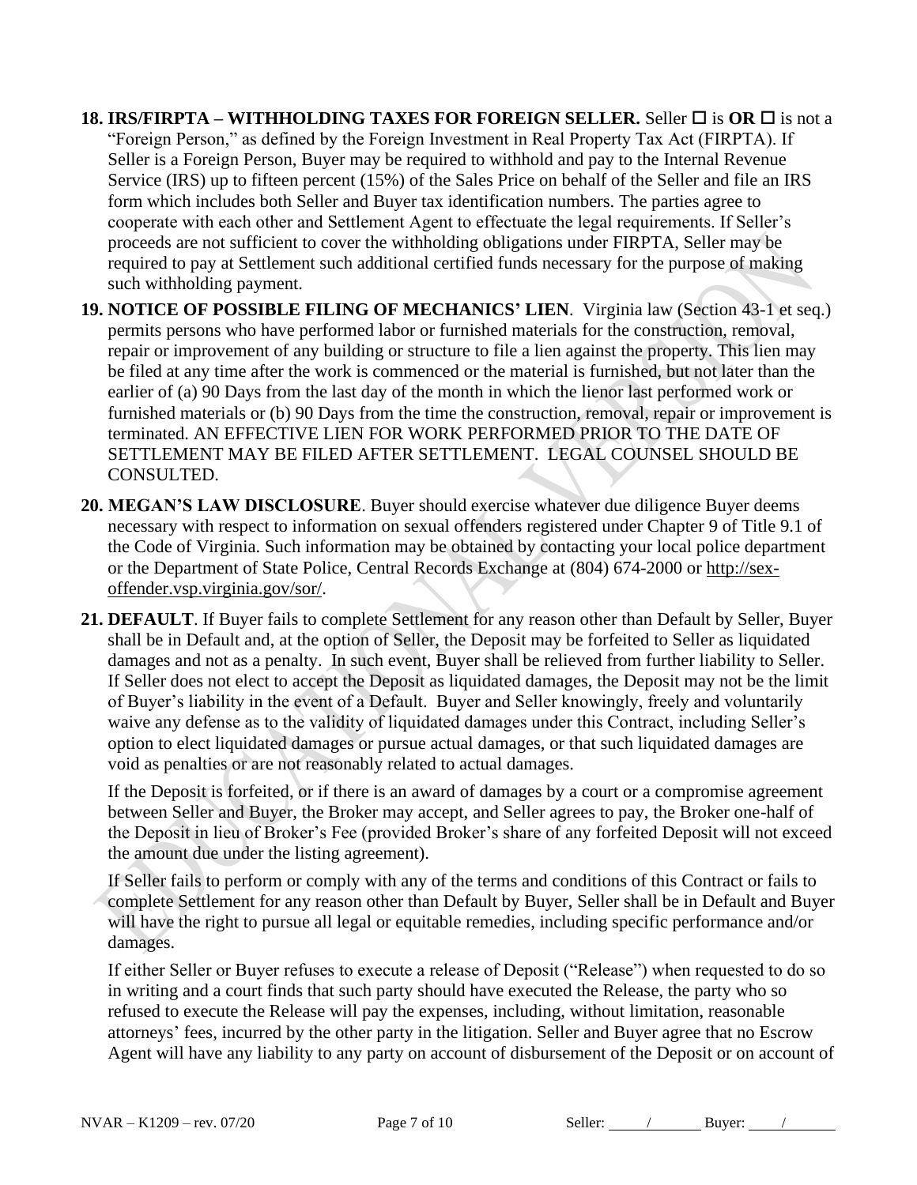**18. IRS/FIRPTA – WITHHOLDING TAXES FOR FOREIGN SELLER.** Seller ☐ is **OR** ☐ is not a "Foreign Person," as defined by the Foreign Investment in Real Property Tax Act (FIRPTA). If Seller is a Foreign Person, Buyer may be required to withhold and pay to the Internal Revenue Service (IRS) up to fifteen percent (15%) of the Sales Price on behalf of the Seller and file an IRS form which includes both Seller and Buyer tax identification numbers. The parties agree to cooperate with each other and Settlement Agent to effectuate the legal requirements. If Seller's proceeds are not sufficient to cover the withholding obligations under FIRPTA, Seller may be required to pay at Settlement such additional certified funds necessary for the purpose of making such withholding payment.

**19. NOTICE OF POSSIBLE FILING OF MECHANICS' LIEN**. Virginia law (Section 43-1 et seq.) permits persons who have performed labor or furnished materials for the construction, removal, repair or improvement of any building or structure to file a lien against the property. This lien may be filed at any time after the work is commenced or the material is furnished, but not later than the earlier of (a) 90 Days from the last day of the month in which the lienor last performed work or furnished materials or (b) 90 Days from the time the construction, removal, repair or improvement is terminated. AN EFFECTIVE LIEN FOR WORK PERFORMED PRIOR TO THE DATE OF SETTLEMENT MAY BE FILED AFTER SETTLEMENT. LEGAL COUNSEL SHOULD BE CONSULTED.

**20. MEGAN'S LAW DISCLOSURE**. Buyer should exercise whatever due diligence Buyer deems necessary with respect to information on sexual offenders registered under Chapter 9 of Title 9.1 of the Code of Virginia. Such information may be obtained by contacting your local police department or the Department of State Police, Central Records Exchange at (804) 674-2000 or http://sex-offender.vsp.virginia.gov/sor/.

**21. DEFAULT**. If Buyer fails to complete Settlement for any reason other than Default by Seller, Buyer shall be in Default and, at the option of Seller, the Deposit may be forfeited to Seller as liquidated damages and not as a penalty. In such event, Buyer shall be relieved from further liability to Seller. If Seller does not elect to accept the Deposit as liquidated damages, the Deposit may not be the limit of Buyer's liability in the event of a Default. Buyer and Seller knowingly, freely and voluntarily waive any defense as to the validity of liquidated damages under this Contract, including Seller's option to elect liquidated damages or pursue actual damages, or that such liquidated damages are void as penalties or are not reasonably related to actual damages.

If the Deposit is forfeited, or if there is an award of damages by a court or a compromise agreement between Seller and Buyer, the Broker may accept, and Seller agrees to pay, the Broker one-half of the Deposit in lieu of Broker's Fee (provided Broker's share of any forfeited Deposit will not exceed the amount due under the listing agreement).

If Seller fails to perform or comply with any of the terms and conditions of this Contract or fails to complete Settlement for any reason other than Default by Buyer, Seller shall be in Default and Buyer will have the right to pursue all legal or equitable remedies, including specific performance and/or damages.

If either Seller or Buyer refuses to execute a release of Deposit ("Release") when requested to do so in writing and a court finds that such party should have executed the Release, the party who so refused to execute the Release will pay the expenses, including, without limitation, reasonable attorneys' fees, incurred by the other party in the litigation. Seller and Buyer agree that no Escrow Agent will have any liability to any party on account of disbursement of the Deposit or on account of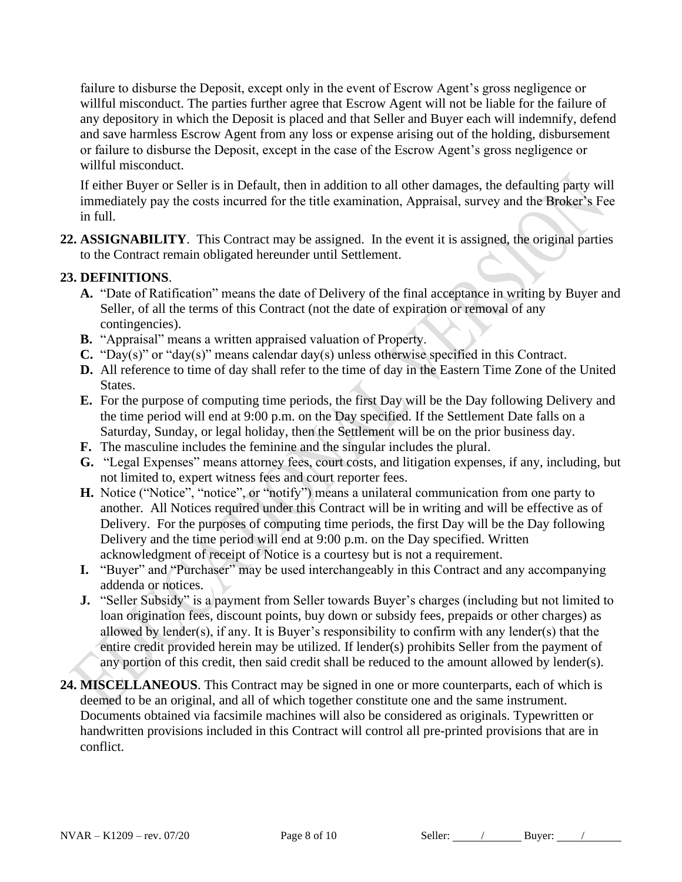failure to disburse the Deposit, except only in the event of Escrow Agent's gross negligence or willful misconduct. The parties further agree that Escrow Agent will not be liable for the failure of any depository in which the Deposit is placed and that Seller and Buyer each will indemnify, defend and save harmless Escrow Agent from any loss or expense arising out of the holding, disbursement or failure to disburse the Deposit, except in the case of the Escrow Agent's gross negligence or willful misconduct.

If either Buyer or Seller is in Default, then in addition to all other damages, the defaulting party will immediately pay the costs incurred for the title examination, Appraisal, survey and the Broker's Fee in full.

**22. ASSIGNABILITY**. This Contract may be assigned. In the event it is assigned, the original parties to the Contract remain obligated hereunder until Settlement.

**23. DEFINITIONS**.

- **A.** "Date of Ratification" means the date of Delivery of the final acceptance in writing by Buyer and Seller, of all the terms of this Contract (not the date of expiration or removal of any contingencies).
- **B.** "Appraisal" means a written appraised valuation of Property.
- **C.** "Day(s)" or "day(s)" means calendar day(s) unless otherwise specified in this Contract.
- **D.** All reference to time of day shall refer to the time of day in the Eastern Time Zone of the United States.
- **E.** For the purpose of computing time periods, the first Day will be the Day following Delivery and the time period will end at 9:00 p.m. on the Day specified. If the Settlement Date falls on a Saturday, Sunday, or legal holiday, then the Settlement will be on the prior business day.
- **F.** The masculine includes the feminine and the singular includes the plural.
- **G.** "Legal Expenses" means attorney fees, court costs, and litigation expenses, if any, including, but not limited to, expert witness fees and court reporter fees.
- **H.** Notice ("Notice", "notice", or "notify") means a unilateral communication from one party to another. All Notices required under this Contract will be in writing and will be effective as of Delivery. For the purposes of computing time periods, the first Day will be the Day following Delivery and the time period will end at 9:00 p.m. on the Day specified. Written acknowledgment of receipt of Notice is a courtesy but is not a requirement.
- **I.** "Buyer" and "Purchaser" may be used interchangeably in this Contract and any accompanying addenda or notices.
- **J.** "Seller Subsidy" is a payment from Seller towards Buyer's charges (including but not limited to loan origination fees, discount points, buy down or subsidy fees, prepaids or other charges) as allowed by lender(s), if any. It is Buyer's responsibility to confirm with any lender(s) that the entire credit provided herein may be utilized. If lender(s) prohibits Seller from the payment of any portion of this credit, then said credit shall be reduced to the amount allowed by lender(s).

**24. MISCELLANEOUS**. This Contract may be signed in one or more counterparts, each of which is deemed to be an original, and all of which together constitute one and the same instrument. Documents obtained via facsimile machines will also be considered as originals. Typewritten or handwritten provisions included in this Contract will control all pre-printed provisions that are in conflict.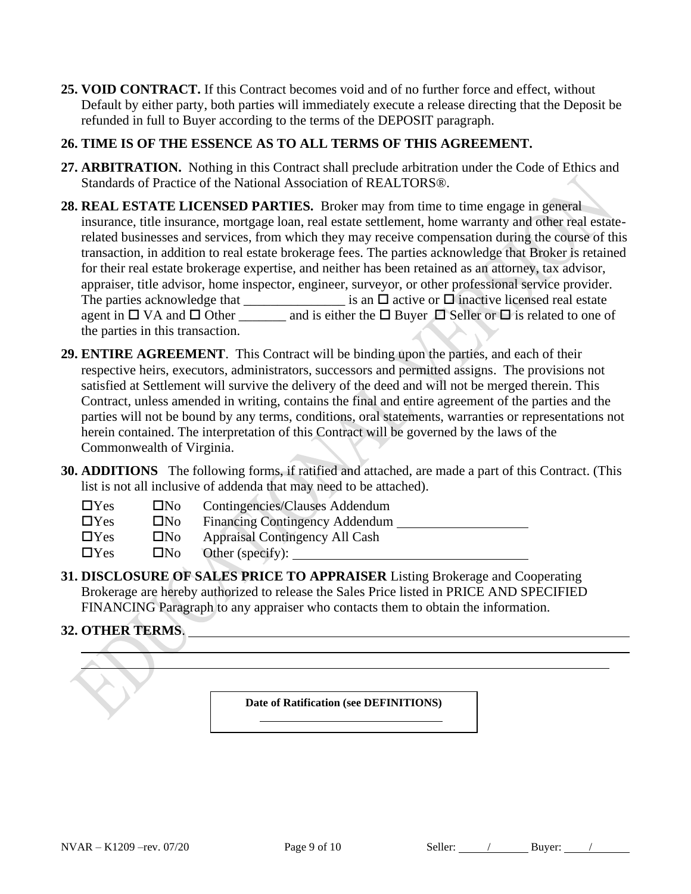**25. VOID CONTRACT.** If this Contract becomes void and of no further force and effect, without Default by either party, both parties will immediately execute a release directing that the Deposit be refunded in full to Buyer according to the terms of the DEPOSIT paragraph.

**26. TIME IS OF THE ESSENCE AS TO ALL TERMS OF THIS AGREEMENT.**

**27. ARBITRATION.** Nothing in this Contract shall preclude arbitration under the Code of Ethics and Standards of Practice of the National Association of REALTORS®.

**28. REAL ESTATE LICENSED PARTIES.** Broker may from time to time engage in general insurance, title insurance, mortgage loan, real estate settlement, home warranty and other real estate-related businesses and services, from which they may receive compensation during the course of this transaction, in addition to real estate brokerage fees. The parties acknowledge that Broker is retained for their real estate brokerage expertise, and neither has been retained as an attorney, tax advisor, appraiser, title advisor, home inspector, engineer, surveyor, or other professional service provider. The parties acknowledge that _______________ is an ☐ active or ☐ inactive licensed real estate agent in ☐ VA and ☐ Other _______ and is either the ☐ Buyer ☐ Seller or ☐ is related to one of the parties in this transaction.

**29. ENTIRE AGREEMENT**. This Contract will be binding upon the parties, and each of their respective heirs, executors, administrators, successors and permitted assigns. The provisions not satisfied at Settlement will survive the delivery of the deed and will not be merged therein. This Contract, unless amended in writing, contains the final and entire agreement of the parties and the parties will not be bound by any terms, conditions, oral statements, warranties or representations not herein contained. The interpretation of this Contract will be governed by the laws of the Commonwealth of Virginia.

**30. ADDITIONS** The following forms, if ratified and attached, are made a part of this Contract. (This list is not all inclusive of addenda that may need to be attached).

☐Yes ☐No Contingencies/Clauses Addendum
☐Yes ☐No Financing Contingency Addendum ___________________
☐Yes ☐No Appraisal Contingency All Cash
☐Yes ☐No Other (specify): ___________________________________

**31. DISCLOSURE OF SALES PRICE TO APPRAISER** Listing Brokerage and Cooperating Brokerage are hereby authorized to release the Sales Price listed in PRICE AND SPECIFIED FINANCING Paragraph to any appraiser who contacts them to obtain the information.

**32. OTHER TERMS**. ____________________________________________________________
______________________________________________________________________________
______________________________________________________________________________

**Date of Ratification (see DEFINITIONS)**
______________________________

Seller: ____/____ Buyer: ____/____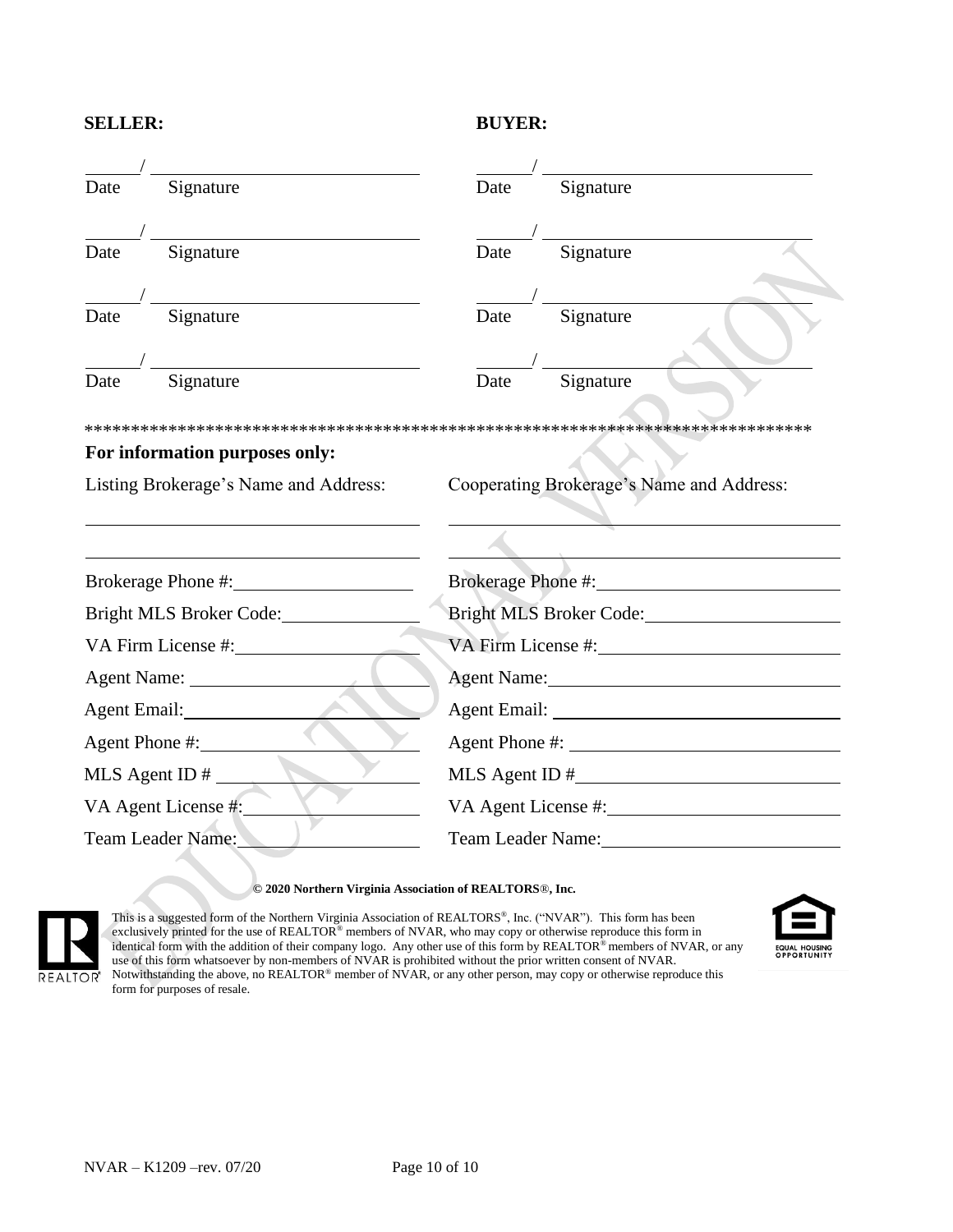**SELLER:**

______/ ______________________________
Date Signature

______/ ______________________________
Date Signature

______/ ______________________________
Date Signature

______/ ______________________________
Date Signature

**BUYER:**

______/ ______________________________
Date Signature

______/ ______________________________
Date Signature

______/ ______________________________
Date Signature

______/ ______________________________
Date Signature

********************************************************************************

**For information purposes only:**

| Listing Brokerage's Name and Address: | Cooperating Brokerage's Name and Address: |
| --- | --- |
| | |
| | |
| Brokerage Phone #: | Brokerage Phone #: |
| Bright MLS Broker Code: | Bright MLS Broker Code: |
| VA Firm License #: | VA Firm License #: |
| Agent Name: | Agent Name: |
| Agent Email: | Agent Email: |
| Agent Phone #: | Agent Phone #: |
| MLS Agent ID # | MLS Agent ID # |
| VA Agent License #: | VA Agent License #: |
| Team Leader Name: | Team Leader Name: |

**© 2020 Northern Virginia Association of REALTORS®, Inc.**

This is a suggested form of the Northern Virginia Association of REALTORS®, Inc. ("NVAR"). This form has been exclusively printed for the use of REALTOR® members of NVAR, who may copy or otherwise reproduce this form in identical form with the addition of their company logo. Any other use of this form by REALTOR® members of NVAR, or any use of this form whatsoever by non-members of NVAR is prohibited without the prior written consent of NVAR. Notwithstanding the above, no REALTOR® member of NVAR, or any other person, may copy or otherwise reproduce this form for purposes of resale.

NVAR – K1209 –rev. 07/20